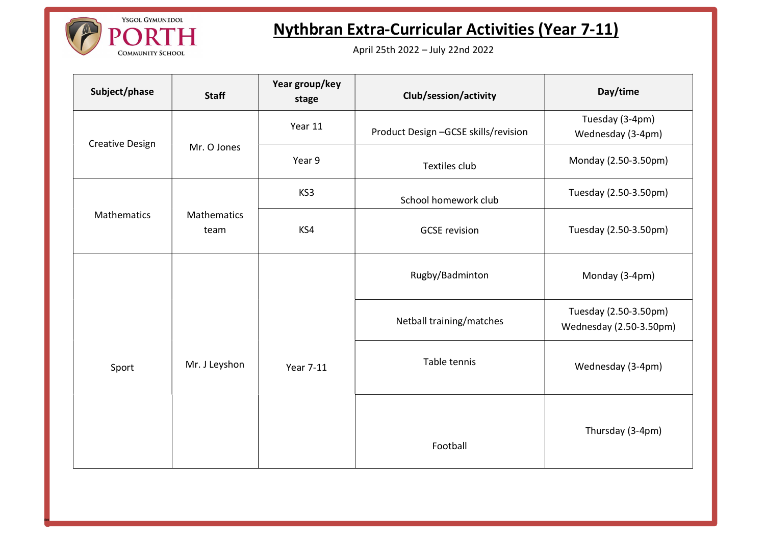Ysgol Gymunedol PORTH Community School

# Nythbran Extra-Curricular Activities (Year 7-11)

April 25th 2022 – July 22nd 2022

| Subject/phase | Staff | Year group/key stage | Club/session/activity | Day/time |
|---|---|---|---|---|
| Creative Design | Mr. O Jones | Year 11 | Product Design –GCSE skills/revision | Tuesday (3-4pm)<br>Wednesday (3-4pm) |
| | | Year 9 | Textiles club | Monday (2.50-3.50pm) |
| Mathematics | Mathematics team | KS3 | School homework club | Tuesday (2.50-3.50pm) |
| | | KS4 | GCSE revision | Tuesday (2.50-3.50pm) |
| Sport | Mr. J Leyshon | Year 7-11 | Rugby/Badminton | Monday (3-4pm) |
| | | | Netball training/matches | Tuesday (2.50-3.50pm)<br>Wednesday (2.50-3.50pm) |
| | | | Table tennis | Wednesday (3-4pm) |
| | | | Football | Thursday (3-4pm) |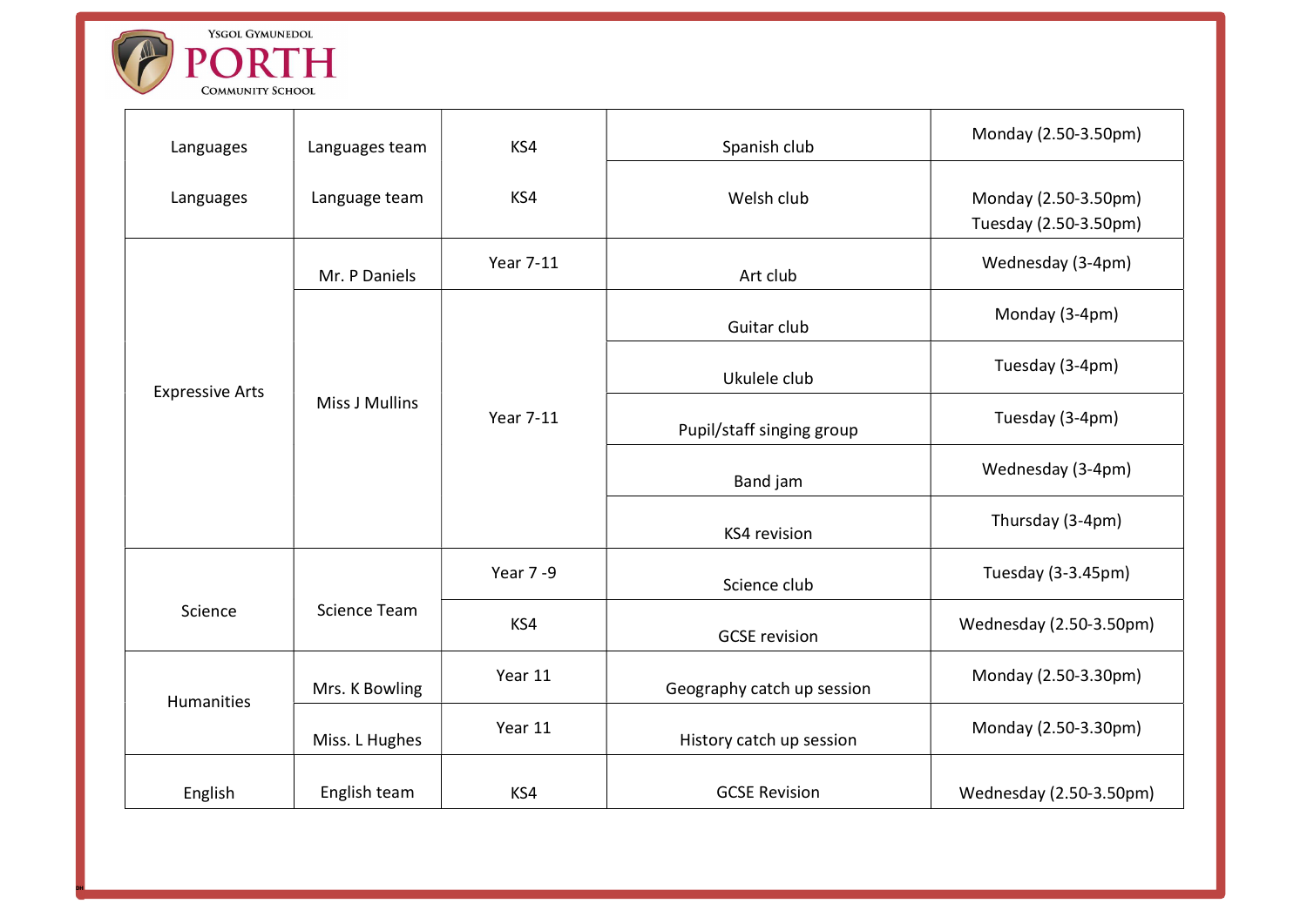Ysgol Gymunedol
PORTH
Community School

| Languages | Languages team | KS4 | Spanish club | Monday (2.50-3.50pm) |
|---|---|---|---|---|
| Languages | Language team | KS4 | Welsh club | Monday (2.50-3.50pm)<br>Tuesday (2.50-3.50pm) |
| Expressive Arts | Mr. P Daniels | Year 7-11 | Art club | Wednesday (3-4pm) |
| | Miss J Mullins | Year 7-11 | Guitar club | Monday (3-4pm) |
| | | | Ukulele club | Tuesday (3-4pm) |
| | | | Pupil/staff singing group | Tuesday (3-4pm) |
| | | | Band jam | Wednesday (3-4pm) |
| | | | KS4 revision | Thursday (3-4pm) |
| Science | Science Team | Year 7 -9 | Science club | Tuesday (3-3.45pm) |
| | | KS4 | GCSE revision | Wednesday (2.50-3.50pm) |
| Humanities | Mrs. K Bowling | Year 11 | Geography catch up session | Monday (2.50-3.30pm) |
| | Miss. L Hughes | Year 11 | History catch up session | Monday (2.50-3.30pm) |
| English | English team | KS4 | GCSE Revision | Wednesday (2.50-3.50pm) |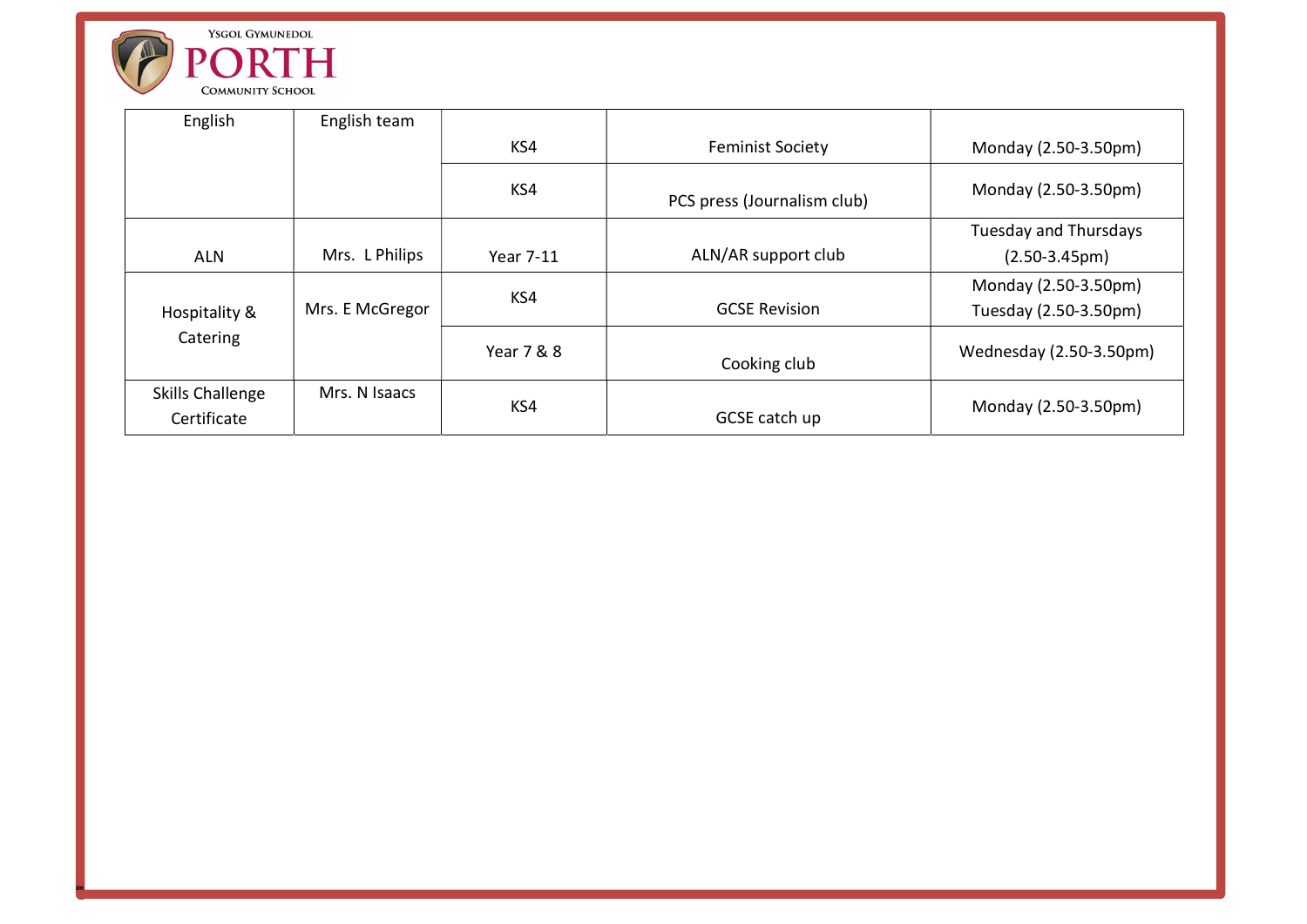| | | | | |
|---|---|---|---|---|
| English | English team | KS4 | Feminist Society | Monday (2.50-3.50pm) |
| | | KS4 | PCS press (Journalism club) | Monday (2.50-3.50pm) |
| ALN | Mrs. L Philips | Year 7-11 | ALN/AR support club | Tuesday and Thursdays (2.50-3.45pm) |
| Hospitality & Catering | Mrs. E McGregor | KS4 | GCSE Revision | Monday (2.50-3.50pm) Tuesday (2.50-3.50pm) |
| | | Year 7 & 8 | Cooking club | Wednesday (2.50-3.50pm) |
| Skills Challenge Certificate | Mrs. N Isaacs | KS4 | GCSE catch up | Monday (2.50-3.50pm) |